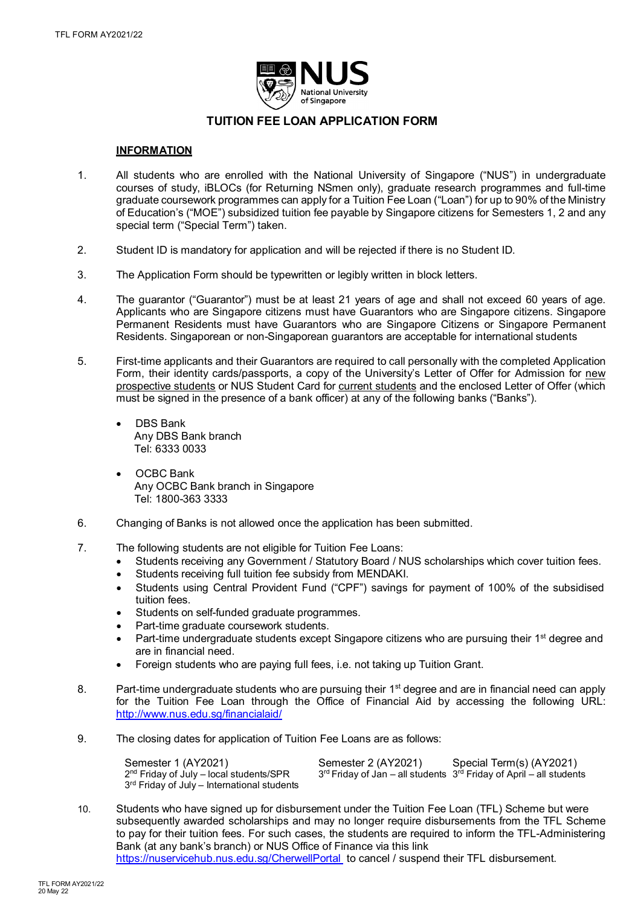# TUITION FEE LOAN APPLICATION FORM

## INFORMATION

1. All students who are enrolled with the National University of Singapore ("NUS") in undergraduate courses of study, iBLOCs (for Returning NSmen only), graduate research programmes and full-time graduate coursework programmes can apply for a Tuition Fee Loan ("Loan") for up to 90% of the Ministry of Education's ("MOE") subsidized tuition fee payable by Singapore citizens for Semesters 1, 2 and any special term ("Special Term") taken.

2. Student ID is mandatory for application and will be rejected if there is no Student ID.

3. The Application Form should be typewritten or legibly written in block letters.

4. The guarantor ("Guarantor") must be at least 21 years of age and shall not exceed 60 years of age. Applicants who are Singapore citizens must have Guarantors who are Singapore citizens. Singapore Permanent Residents must have Guarantors who are Singapore Citizens or Singapore Permanent Residents. Singaporean or non-Singaporean guarantors are acceptable for international students

5. First-time applicants and their Guarantors are required to call personally with the completed Application Form, their identity cards/passports, a copy of the University's Letter of Offer for Admission for new prospective students or NUS Student Card for current students and the enclosed Letter of Offer (which must be signed in the presence of a bank officer) at any of the following banks ("Banks").

   - DBS Bank
     Any DBS Bank branch
     Tel: 6333 0033
   - OCBC Bank
     Any OCBC Bank branch in Singapore
     Tel: 1800-363 3333

6. Changing of Banks is not allowed once the application has been submitted.

7. The following students are not eligible for Tuition Fee Loans:
   - Students receiving any Government / Statutory Board / NUS scholarships which cover tuition fees.
   - Students receiving full tuition fee subsidy from MENDAKI.
   - Students using Central Provident Fund ("CPF") savings for payment of 100% of the subsidised tuition fees.
   - Students on self-funded graduate programmes.
   - Part-time graduate coursework students.
   - Part-time undergraduate students except Singapore citizens who are pursuing their 1st degree and are in financial need.
   - Foreign students who are paying full fees, i.e. not taking up Tuition Grant.

8. Part-time undergraduate students who are pursuing their 1st degree and are in financial need can apply for the Tuition Fee Loan through the Office of Financial Aid by accessing the following URL: http://www.nus.edu.sg/financialaid/

9. The closing dates for application of Tuition Fee Loans are as follows:

| Semester 1 (AY2021) | Semester 2 (AY2021) | Special Term(s) (AY2021) |
|---|---|---|
| 2nd Friday of July – local students/SPR<br>3rd Friday of July – International students | 3rd Friday of Jan – all students | 3rd Friday of April – all students |

10. Students who have signed up for disbursement under the Tuition Fee Loan (TFL) Scheme but were subsequently awarded scholarships and may no longer require disbursements from the TFL Scheme to pay for their tuition fees. For such cases, the students are required to inform the TFL-Administering Bank (at any bank's branch) or NUS Office of Finance via this link https://nuservicehub.nus.edu.sg/CherwellPortal to cancel / suspend their TFL disbursement.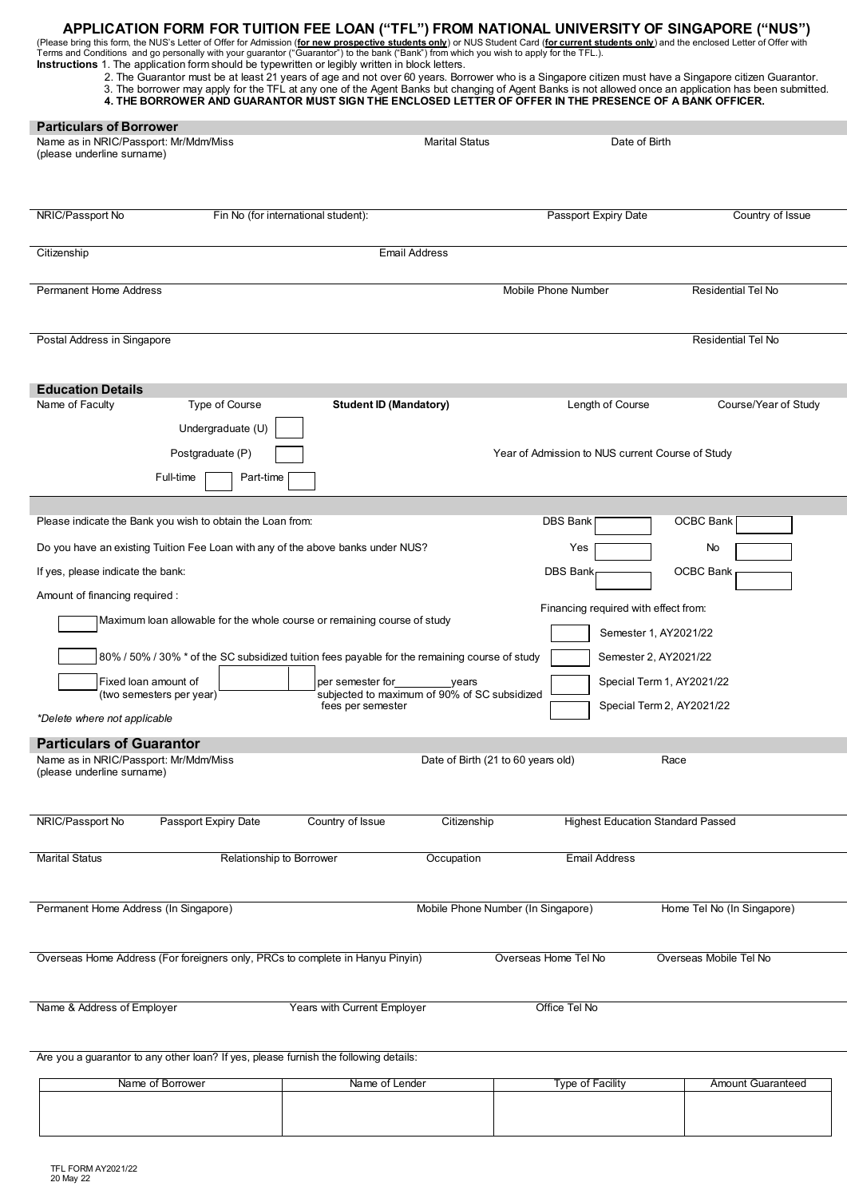# APPLICATION FORM FOR TUITION FEE LOAN ("TFL") FROM NATIONAL UNIVERSITY OF SINGAPORE ("NUS")

(Please bring this form, the NUS's Letter of Offer for Admission (**for new prospective students only**) or NUS Student Card (**for current students only**) and the enclosed Letter of Offer with Terms and Conditions and go personally with your guarantor ("Guarantor") to the bank ("Bank") from which you wish to apply for the TFL.).

**Instructions** 1. The application form should be typewritten or legibly written in block letters.

2. The Guarantor must be at least 21 years of age and not over 60 years. Borrower who is a Singapore citizen must have a Singapore citizen Guarantor.
3. The borrower may apply for the TFL at any one of the Agent Banks but changing of Agent Banks is not allowed once an application has been submitted.
4. **THE BORROWER AND GUARANTOR MUST SIGN THE ENCLOSED LETTER OF OFFER IN THE PRESENCE OF A BANK OFFICER.**

## Particulars of Borrower

Name as in NRIC/Passport: Mr/Mdm/Miss (please underline surname) | Marital Status | Date of Birth

NRIC/Passport No | Fin No (for international student): | Passport Expiry Date | Country of Issue

Citizenship | Email Address

Permanent Home Address | Mobile Phone Number | Residential Tel No

Postal Address in Singapore | Residential Tel No

## Education Details

Name of Faculty | Type of Course | **Student ID (Mandatory)** | Length of Course | Course/Year of Study

Undergraduate (U) ☐

Postgraduate (P) ☐ | Year of Admission to NUS current Course of Study

Full-time ☐ Part-time ☐

Please indicate the Bank you wish to obtain the Loan from: DBS Bank ☐ OCBC Bank ☐

Do you have an existing Tuition Fee Loan with any of the above banks under NUS? Yes ☐ No ☐

If yes, please indicate the bank: DBS Bank ☐ OCBC Bank ☐

Amount of financing required :

☐ Maximum loan allowable for the whole course or remaining course of study

☐ 80% / 50% / 30% * of the SC subsidized tuition fees payable for the remaining course of study

☐ Fixed loan amount of (two semesters per year) ☐ per semester for_________years subjected to maximum of 90% of SC subsidized fees per semester

*Delete where not applicable*

Financing required with effect from:

☐ Semester 1, AY2021/22
☐ Semester 2, AY2021/22
☐ Special Term 1, AY2021/22
☐ Special Term 2, AY2021/22

## Particulars of Guarantor

Name as in NRIC/Passport: Mr/Mdm/Miss (please underline surname) | Date of Birth (21 to 60 years old) | Race

NRIC/Passport No | Passport Expiry Date | Country of Issue | Citizenship | Highest Education Standard Passed

Marital Status | Relationship to Borrower | Occupation | Email Address

Permanent Home Address (In Singapore) | Mobile Phone Number (In Singapore) | Home Tel No (In Singapore)

Overseas Home Address (For foreigners only, PRCs to complete in Hanyu Pinyin) | Overseas Home Tel No | Overseas Mobile Tel No

Name & Address of Employer | Years with Current Employer | Office Tel No

Are you a guarantor to any other loan? If yes, please furnish the following details:

| Name of Borrower | Name of Lender | Type of Facility | Amount Guaranteed |
|---|---|---|---|
| | | | |

TFL FORM AY2021/22
20 May 22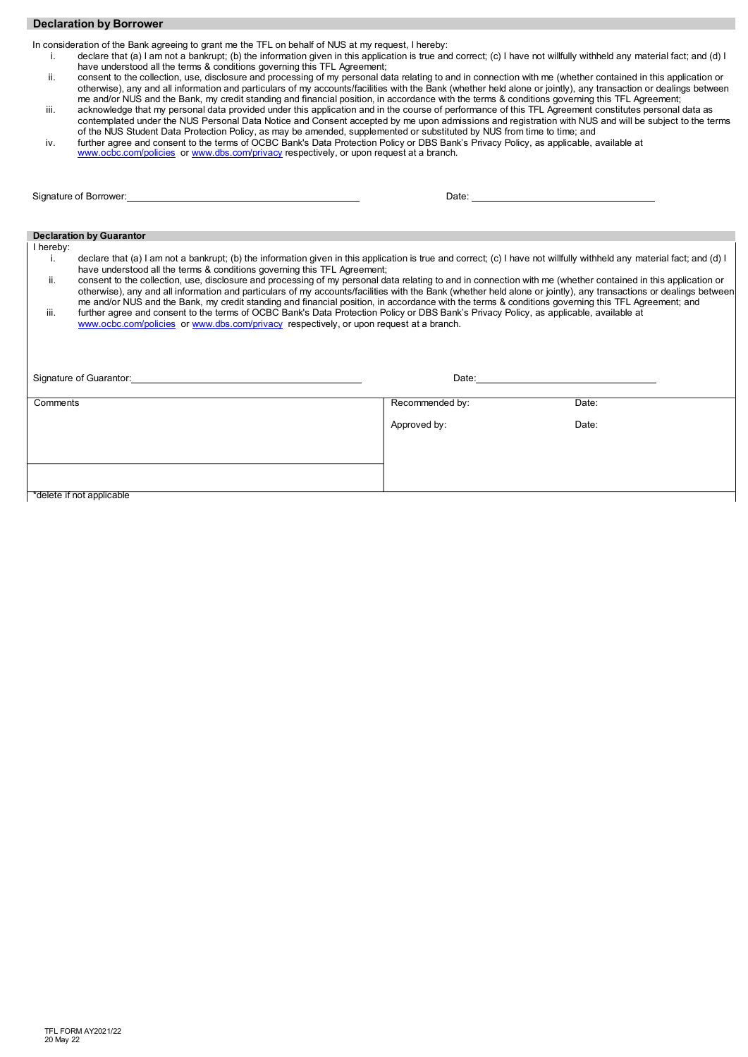## Declaration by Borrower

In consideration of the Bank agreeing to grant me the TFL on behalf of NUS at my request, I hereby:

i. declare that (a) I am not a bankrupt; (b) the information given in this application is true and correct; (c) I have not willfully withheld any material fact; and (d) I have understood all the terms & conditions governing this TFL Agreement;

ii. consent to the collection, use, disclosure and processing of my personal data relating to and in connection with me (whether contained in this application or otherwise), any and all information and particulars of my accounts/facilities with the Bank (whether held alone or jointly), any transaction or dealings between me and/or NUS and the Bank, my credit standing and financial position, in accordance with the terms & conditions governing this TFL Agreement;

iii. acknowledge that my personal data provided under this application and in the course of performance of this TFL Agreement constitutes personal data as contemplated under the NUS Personal Data Notice and Consent accepted by me upon admissions and registration with NUS and will be subject to the terms of the NUS Student Data Protection Policy, as may be amended, supplemented or substituted by NUS from time to time; and

iv. further agree and consent to the terms of OCBC Bank's Data Protection Policy or DBS Bank's Privacy Policy, as applicable, available at www.ocbc.com/policies or www.dbs.com/privacy respectively, or upon request at a branch.

Signature of Borrower: ______________________________ Date: ______________________

## Declaration by Guarantor

I hereby:

i. declare that (a) I am not a bankrupt; (b) the information given in this application is true and correct; (c) I have not willfully withheld any material fact; and (d) I have understood all the terms & conditions governing this TFL Agreement;

ii. consent to the collection, use, disclosure and processing of my personal data relating to and in connection with me (whether contained in this application or otherwise), any and all information and particulars of my accounts/facilities with the Bank (whether held alone or jointly), any transactions or dealings between me and/or NUS and the Bank, my credit standing and financial position, in accordance with the terms & conditions governing this TFL Agreement; and

iii. further agree and consent to the terms of OCBC Bank's Data Protection Policy or DBS Bank's Privacy Policy, as applicable, available at www.ocbc.com/policies or www.dbs.com/privacy respectively, or upon request at a branch.

Signature of Guarantor: ______________________________ Date: ______________________

| Comments | Recommended by: | Date: |
| --- | --- | --- |
| | Approved by: | Date: |

*delete if not applicable

TFL FORM AY2021/22
20 May 22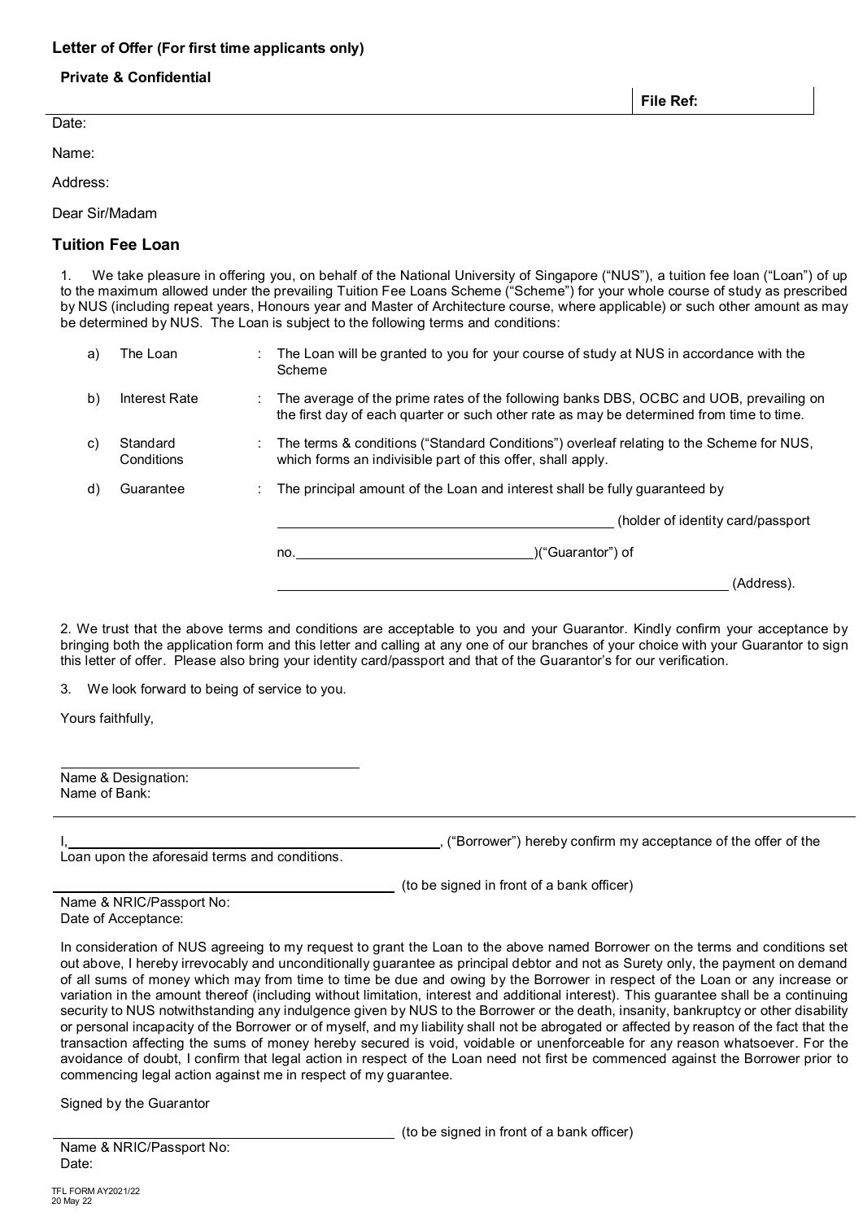**Letter of Offer (For first time applicants only)**

**Private & Confidential**

**File Ref:**

Date:

Name:

Address:

Dear Sir/Madam

## Tuition Fee Loan

1. We take pleasure in offering you, on behalf of the National University of Singapore ("NUS"), a tuition fee loan ("Loan") of up to the maximum allowed under the prevailing Tuition Fee Loans Scheme ("Scheme") for your whole course of study as prescribed by NUS (including repeat years, Honours year and Master of Architecture course, where applicable) or such other amount as may be determined by NUS. The Loan is subject to the following terms and conditions:

| | | | |
|---|---|---|---|
| a) | The Loan | : | The Loan will be granted to you for your course of study at NUS in accordance with the Scheme |
| b) | Interest Rate | : | The average of the prime rates of the following banks DBS, OCBC and UOB, prevailing on the first day of each quarter or such other rate as may be determined from time to time. |
| c) | Standard Conditions | : | The terms & conditions ("Standard Conditions") overleaf relating to the Scheme for NUS, which forms an indivisible part of this offer, shall apply. |
| d) | Guarantee | : | The principal amount of the Loan and interest shall be fully guaranteed by ______________________ (holder of identity card/passport no.______________________)("Guarantor") of ______________________ (Address). |

2. We trust that the above terms and conditions are acceptable to you and your Guarantor. Kindly confirm your acceptance by bringing both the application form and this letter and calling at any one of our branches of your choice with your Guarantor to sign this letter of offer. Please also bring your identity card/passport and that of the Guarantor's for our verification.

3. We look forward to being of service to you.

Yours faithfully,

______________________

Name & Designation:
Name of Bank:

---

I,______________________, ("Borrower") hereby confirm my acceptance of the offer of the Loan upon the aforesaid terms and conditions.

______________________ (to be signed in front of a bank officer)

Name & NRIC/Passport No:
Date of Acceptance:

In consideration of NUS agreeing to my request to grant the Loan to the above named Borrower on the terms and conditions set out above, I hereby irrevocably and unconditionally guarantee as principal debtor and not as Surety only, the payment on demand of all sums of money which may from time to time be due and owing by the Borrower in respect of the Loan or any increase or variation in the amount thereof (including without limitation, interest and additional interest). This guarantee shall be a continuing security to NUS notwithstanding any indulgence given by NUS to the Borrower or the death, insanity, bankruptcy or other disability or personal incapacity of the Borrower or of myself, and my liability shall not be abrogated or affected by reason of the fact that the transaction affecting the sums of money hereby secured is void, voidable or unenforceable for any reason whatsoever. For the avoidance of doubt, I confirm that legal action in respect of the Loan need not first be commenced against the Borrower prior to commencing legal action against me in respect of my guarantee.

Signed by the Guarantor

______________________ (to be signed in front of a bank officer)

Name & NRIC/Passport No:
Date:

TFL FORM AY2021/22
20 May 22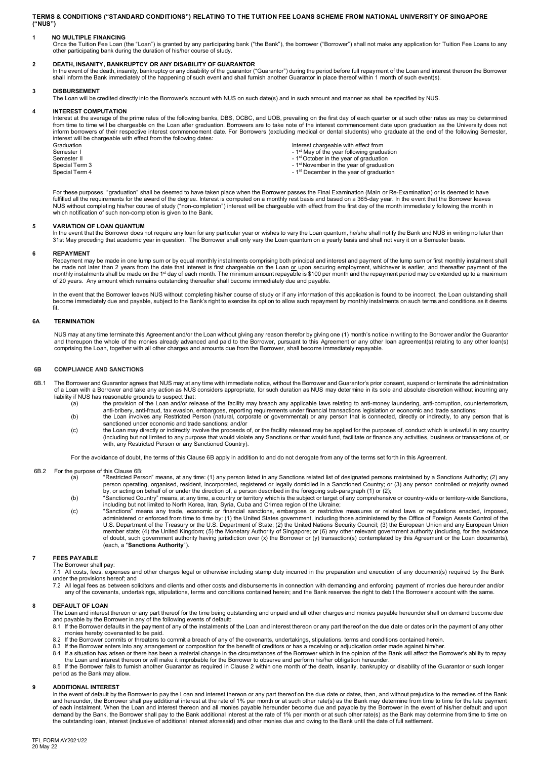**TERMS & CONDITIONS ("STANDARD CONDITIONS") RELATING TO THE TUITION FEE LOANS SCHEME FROM NATIONAL UNIVERSITY OF SINGAPORE ("NUS")**

**1 NO MULTIPLE FINANCING**

Once the Tuition Fee Loan (the "Loan") is granted by any participating bank ("the Bank"), the borrower ("Borrower") shall not make any application for Tuition Fee Loans to any other participating bank during the duration of his/her course of study.

**2 DEATH, INSANITY, BANKRUPTCY OR ANY DISABILITY OF GUARANTOR**

In the event of the death, insanity, bankruptcy or any disability of the guarantor ("Guarantor") during the period before full repayment of the Loan and interest thereon the Borrower shall inform the Bank immediately of the happening of such event and shall furnish another Guarantor in place thereof within 1 month of such event(s).

**3 DISBURSEMENT**

The Loan will be credited directly into the Borrower's account with NUS on such date(s) and in such amount and manner as shall be specified by NUS.

**4 INTEREST COMPUTATION**

Interest at the average of the prime rates of the following banks, DBS, OCBC, and UOB, prevailing on the first day of each quarter or at such other rates as may be determined from time to time will be chargeable on the Loan after graduation. Borrowers are to take note of the interest commencement date upon graduation as the University does not inform borrowers of their respective interest commencement date. For Borrowers (excluding medical or dental students) who graduate at the end of the following Semester, interest will be chargeable with effect from the following dates:

| Graduation | Interest chargeable with effect from |
|---|---|
| Semester I | - 1st May of the year following graduation |
| Semester II | - 1st October in the year of graduation |
| Special Term 3 | - 1st November in the year of graduation |
| Special Term 4 | - 1st December in the year of graduation |

For these purposes, "graduation" shall be deemed to have taken place when the Borrower passes the Final Examination (Main or Re-Examination) or is deemed to have fulfilled all the requirements for the award of the degree. Interest is computed on a monthly rest basis and based on a 365-day year. In the event that the Borrower leaves NUS without completing his/her course of study ("non-completion") interest will be chargeable with effect from the first day of the month immediately following the month in which notification of such non-completion is given to the Bank.

**5 VARIATION OF LOAN QUANTUM**

In the event that the Borrower does not require any loan for any particular year or wishes to vary the Loan quantum, he/she shall notify the Bank and NUS in writing no later than 31st May preceding that academic year in question. The Borrower shall only vary the Loan quantum on a yearly basis and shall not vary it on a Semester basis.

**6 REPAYMENT**

Repayment may be made in one lump sum or by equal monthly instalments comprising both principal and interest and payment of the lump sum or first monthly instalment shall be made not later than 2 years from the date that interest is first chargeable on the Loan <u>or</u> upon securing employment, whichever is earlier, and thereafter payment of the monthly instalments shall be made on the 1st day of each month. The minimum amount repayable is $100 per month and the repayment period may be extended up to a maximum of 20 years. Any amount which remains outstanding thereafter shall become immediately due and payable.

In the event that the Borrower leaves NUS without completing his/her course of study or if any information of this application is found to be incorrect, the Loan outstanding shall become immediately due and payable, subject to the Bank's right to exercise its option to allow such repayment by monthly instalments on such terms and conditions as it deems fit.

**6A TERMINATION**

NUS may at any time terminate this Agreement and/or the Loan without giving any reason therefor by giving one (1) month's notice in writing to the Borrower and/or the Guarantor and thereupon the whole of the monies already advanced and paid to the Borrower, pursuant to this Agreement or any other loan agreement(s) relating to any other loan(s) comprising the Loan, together with all other charges and amounts due from the Borrower, shall become immediately repayable.

**6B COMPLIANCE AND SANCTIONS**

6B.1 The Borrower and Guarantor agrees that NUS may at any time with immediate notice, without the Borrower and Guarantor's prior consent, suspend or terminate the administration of a Loan with a Borrower and take any action as NUS considers appropriate, for such duration as NUS may determine in its sole and absolute discretion without incurring any liability if NUS has reasonable grounds to suspect that:

- (a) the provision of the Loan and/or release of the facility may breach any applicable laws relating to anti-money laundering, anti-corruption, counterterrorism, anti-bribery, anti-fraud, tax evasion, embargoes, reporting requirements under financial transactions legislation or economic and trade sanctions;
- (b) the Loan involves any Restricted Person (natural, corporate or governmental) or any person that is connected, directly or indirectly, to any person that is sanctioned under economic and trade sanctions; and/or
- (c) the Loan may directly or indirectly involve the proceeds of, or the facility released may be applied for the purposes of, conduct which is unlawful in any country (including but not limited to any purpose that would violate any Sanctions or that would fund, facilitate or finance any activities, business or transactions of, or with, any Restricted Person or any Sanctioned Country).

For the avoidance of doubt, the terms of this Clause 6B apply in addition to and do not derogate from any of the terms set forth in this Agreement.

6B.2 For the purpose of this Clause 6B:

- (a) "Restricted Person" means, at any time: (1) any person listed in any Sanctions related list of designated persons maintained by a Sanctions Authority; (2) any person operating, organised, resident, incorporated, registered or legally domiciled in a Sanctioned Country; or (3) any person controlled or majority owned by, or acting on behalf of or under the direction of, a person described in the foregoing sub-paragraph (1) or (2);
- (b) "Sanctioned Country" means, at any time, a country or territory which is the subject or target of any comprehensive or country-wide or territory-wide Sanctions, including but not limited to North Korea, Iran, Syria, Cuba and Crimea region of the Ukraine;
- (c) "Sanctions" means any trade, economic or financial sanctions, embargoes or restrictive measures or related laws or regulations enacted, imposed, administered or enforced from time to time by: (1) the United States government, including those administered by the Office of Foreign Assets Control of the U.S. Department of the Treasury or the U.S. Department of State; (2) the United Nations Security Council; (3) the European Union and any European Union member state; (4) the United Kingdom; (5) the Monetary Authority of Singapore; or (6) any other relevant government authority (including, for the avoidance of doubt, such government authority having jurisdiction over (x) the Borrower or (y) transaction(s) contemplated by this Agreement or the Loan documents), (each, a "**Sanctions Authority**").

**7 FEES PAYABLE**

The Borrower shall pay:

7.1 All costs, fees, expenses and other charges legal or otherwise including stamp duty incurred in the preparation and execution of any document(s) required by the Bank under the provisions hereof; and

7.2 All legal fees as between solicitors and clients and other costs and disbursements in connection with demanding and enforcing payment of monies due hereunder and/or any of the covenants, undertakings, stipulations, terms and conditions contained herein; and the Bank reserves the right to debit the Borrower's account with the same.

**8 DEFAULT OF LOAN**

The Loan and interest thereon or any part thereof for the time being outstanding and unpaid and all other charges and monies payable hereunder shall on demand become due and payable by the Borrower in any of the following events of default:

8.1 If the Borrower defaults in the payment of any of the instalments of the Loan and interest thereon or any part thereof on the due date or dates or in the payment of any other monies hereby covenanted to be paid.

8.2 If the Borrower commits or threatens to commit a breach of any of the covenants, undertakings, stipulations, terms and conditions contained herein.

8.3 If the Borrower enters into any arrangement or composition for the benefit of creditors or has a receiving or adjudication order made against him/her.

8.4 If a situation has arisen or there has been a material change in the circumstances of the Borrower which in the opinion of the Bank will affect the Borrower's ability to repay the Loan and interest thereon or will make it improbable for the Borrower to observe and perform his/her obligation hereunder.

8.5 If the Borrower fails to furnish another Guarantor as required in Clause 2 within one month of the death, insanity, bankruptcy or disability of the Guarantor or such longer period as the Bank may allow.

**9 ADDITIONAL INTEREST**

In the event of default by the Borrower to pay the Loan and interest thereon or any part thereof on the due date or dates, then, and without prejudice to the remedies of the Bank and hereunder, the Borrower shall pay additional interest at the rate of 1% per month or at such other rate(s) as the Bank may determine from time to time for the late payment of each instalment. When the Loan and interest thereon and all monies payable hereunder become due and payable by the Borrower in the event of his/her default and upon demand by the Bank, the Borrower shall pay to the Bank additional interest at the rate of 1% per month or at such other rate(s) as the Bank may determine from time to time on the outstanding loan, interest (inclusive of additional interest aforesaid) and other monies due and owing to the Bank until the date of full settlement.

TFL FORM AY2021/22
20 May 22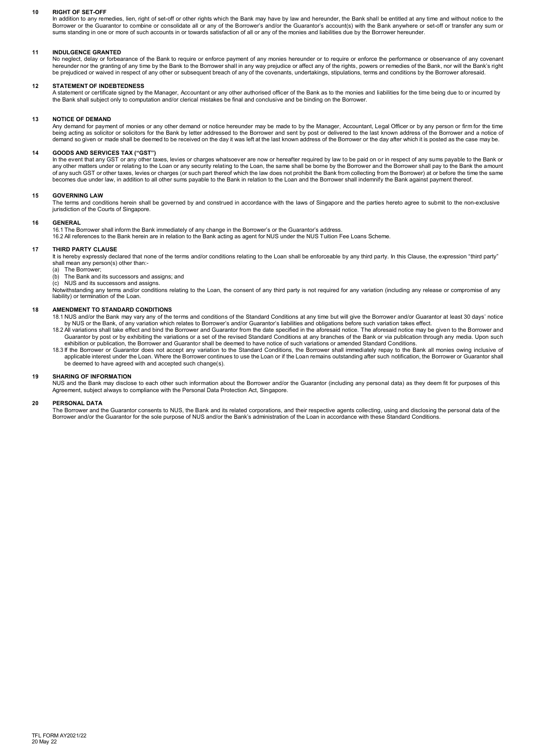## 10 RIGHT OF SET-OFF

In addition to any remedies, lien, right of set-off or other rights which the Bank may have by law and hereunder, the Bank shall be entitled at any time and without notice to the Borrower or the Guarantor to combine or consolidate all or any of the Borrower's and/or the Guarantor's account(s) with the Bank anywhere or set-off or transfer any sum or sums standing in one or more of such accounts in or towards satisfaction of all or any of the monies and liabilities due by the Borrower hereunder.

## 11 INDULGENCE GRANTED

No neglect, delay or forbearance of the Bank to require or enforce payment of any monies hereunder or to require or enforce the performance or observance of any covenant hereunder nor the granting of any time by the Bank to the Borrower shall in any way prejudice or affect any of the rights, powers or remedies of the Bank, nor will the Bank's right be prejudiced or waived in respect of any other or subsequent breach of any of the covenants, undertakings, stipulations, terms and conditions by the Borrower aforesaid.

## 12 STATEMENT OF INDEBTEDNESS

A statement or certificate signed by the Manager, Accountant or any other authorised officer of the Bank as to the monies and liabilities for the time being due to or incurred by the Bank shall subject only to computation and/or clerical mistakes be final and conclusive and be binding on the Borrower.

## 13 NOTICE OF DEMAND

Any demand for payment of monies or any other demand or notice hereunder may be made to by the Manager, Accountant, Legal Officer or by any person or firm for the time being acting as solicitor or solicitors for the Bank by letter addressed to the Borrower and sent by post or delivered to the last known address of the Borrower and a notice of demand so given or made shall be deemed to be received on the day it was left at the last known address of the Borrower or the day after which it is posted as the case may be.

## 14 GOODS AND SERVICES TAX ("GST")

In the event that any GST or any other taxes, levies or charges whatsoever are now or hereafter required by law to be paid on or in respect of any sums payable to the Bank or any other matters under or relating to the Loan or any security relating to the Loan, the same shall be borne by the Borrower and the Borrower shall pay to the Bank the amount of any such GST or other taxes, levies or charges (or such part thereof which the law does not prohibit the Bank from collecting from the Borrower) at or before the time the same becomes due under law, in addition to all other sums payable to the Bank in relation to the Loan and the Borrower shall indemnify the Bank against payment thereof.

## 15 GOVERNING LAW

The terms and conditions herein shall be governed by and construed in accordance with the laws of Singapore and the parties hereto agree to submit to the non-exclusive jurisdiction of the Courts of Singapore.

## 16 GENERAL

16.1 The Borrower shall inform the Bank immediately of any change in the Borrower's or the Guarantor's address.

16.2 All references to the Bank herein are in relation to the Bank acting as agent for NUS under the NUS Tuition Fee Loans Scheme.

## 17 THIRD PARTY CLAUSE

It is hereby expressly declared that none of the terms and/or conditions relating to the Loan shall be enforceable by any third party. In this Clause, the expression "third party" shall mean any person(s) other than:-

(a) The Borrower;
(b) The Bank and its successors and assigns; and
(c) NUS and its successors and assigns.

Notwithstanding any terms and/or conditions relating to the Loan, the consent of any third party is not required for any variation (including any release or compromise of any liability) or termination of the Loan.

## 18 AMENDMENT TO STANDARD CONDITIONS

18.1 NUS and/or the Bank may vary any of the terms and conditions of the Standard Conditions at any time but will give the Borrower and/or Guarantor at least 30 days' notice by NUS or the Bank, of any variation which relates to Borrower's and/or Guarantor's liabilities and obligations before such variation takes effect.

18.2 All variations shall take effect and bind the Borrower and Guarantor from the date specified in the aforesaid notice. The aforesaid notice may be given to the Borrower and Guarantor by post or by exhibiting the variations or a set of the revised Standard Conditions at any branches of the Bank or via publication through any media. Upon such exhibition or publication, the Borrower and Guarantor shall be deemed to have notice of such variations or amended Standard Conditions.

18.3 If the Borrower or Guarantor does not accept any variation to the Standard Conditions, the Borrower shall immediately repay to the Bank all monies owing inclusive of applicable interest under the Loan. Where the Borrower continues to use the Loan or if the Loan remains outstanding after such notification, the Borrower or Guarantor shall be deemed to have agreed with and accepted such change(s).

## 19 SHARING OF INFORMATION

NUS and the Bank may disclose to each other such information about the Borrower and/or the Guarantor (including any personal data) as they deem fit for purposes of this Agreement, subject always to compliance with the Personal Data Protection Act, Singapore.

## 20 PERSONAL DATA

The Borrower and the Guarantor consents to NUS, the Bank and its related corporations, and their respective agents collecting, using and disclosing the personal data of the Borrower and/or the Guarantor for the sole purpose of NUS and/or the Bank's administration of the Loan in accordance with these Standard Conditions.

TFL FORM AY2021/22
20 May 22